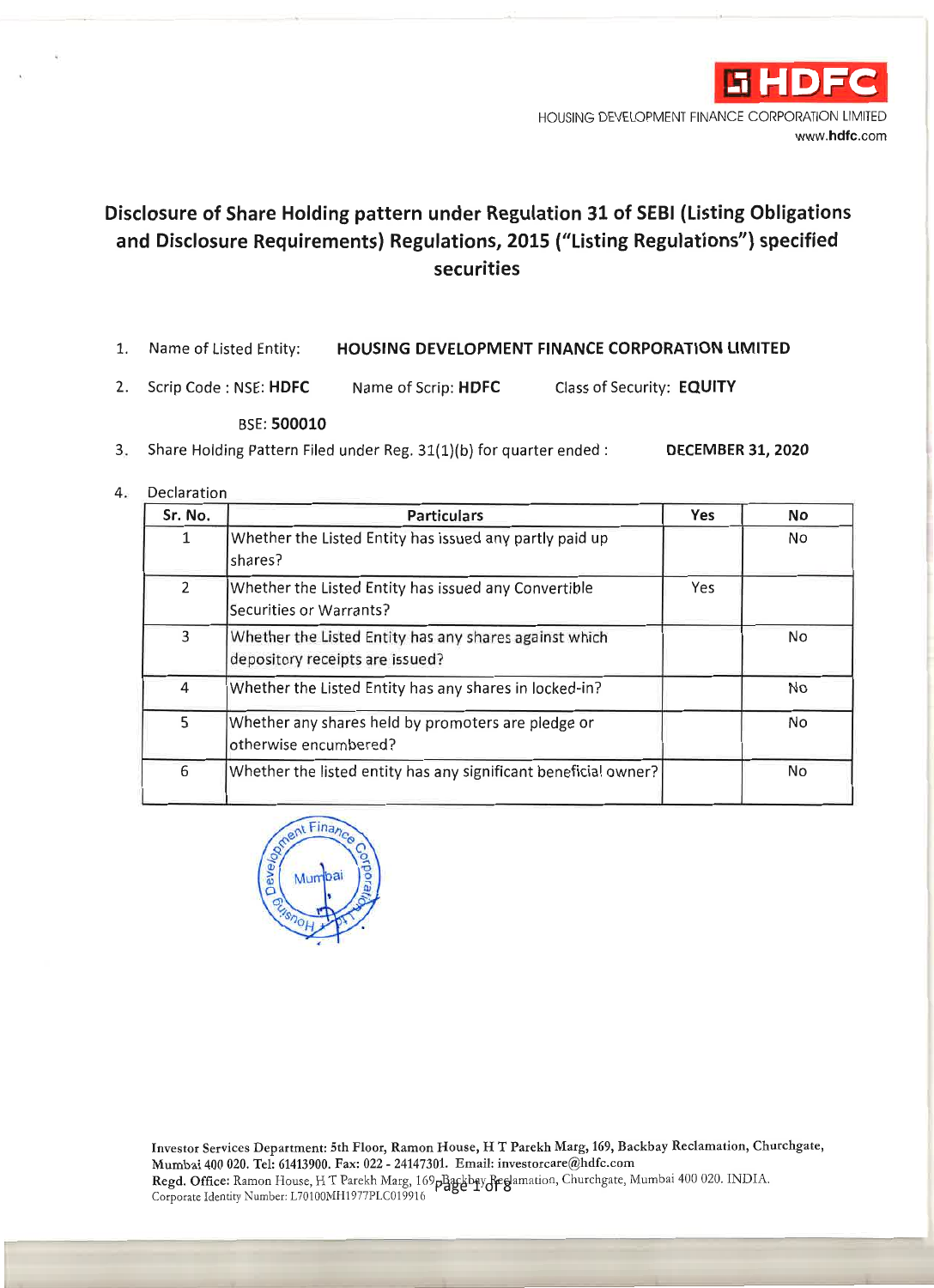HDFC

HOUSING DEVELOPMENT FINANCE CORPORATION LIMITED
www.hdfc.com

# Disclosure of Share Holding pattern under Regulation 31 of SEBI (Listing Obligations and Disclosure Requirements) Regulations, 2015 ("Listing Regulations") specified securities

1. Name of Listed Entity: **HOUSING DEVELOPMENT FINANCE CORPORATION LIMITED**
2. Scrip Code : NSE: **HDFC** Name of Scrip: **HDFC** Class of Security: **EQUITY**

   BSE: **500010**
3. Share Holding Pattern Filed under Reg. 31(1)(b) for quarter ended : **DECEMBER 31, 2020**
4. Declaration

| Sr. No. | Particulars | Yes | No |
|---|---|---|---|
| 1 | Whether the Listed Entity has issued any partly paid up shares? | | No |
| 2 | Whether the Listed Entity has issued any Convertible Securities or Warrants? | Yes | |
| 3 | Whether the Listed Entity has any shares against which depository receipts are issued? | | No |
| 4 | Whether the Listed Entity has any shares in locked-in? | | No |
| 5 | Whether any shares held by promoters are pledge or otherwise encumbered? | | No |
| 6 | Whether the listed entity has any significant beneficial owner? | | No |

Investor Services Department: 5th Floor, Ramon House, H T Parekh Marg, 169, Backbay Reclamation, Churchgate, Mumbai 400 020. Tel: 61413900. Fax: 022 - 24147301. Email: investorcare@hdfc.com
Regd. Office: Ramon House, H T Parekh Marg, 169, Backbay Reclamation, Churchgate, Mumbai 400 020. INDIA.
Corporate Identity Number: L70100MH1977PLC019916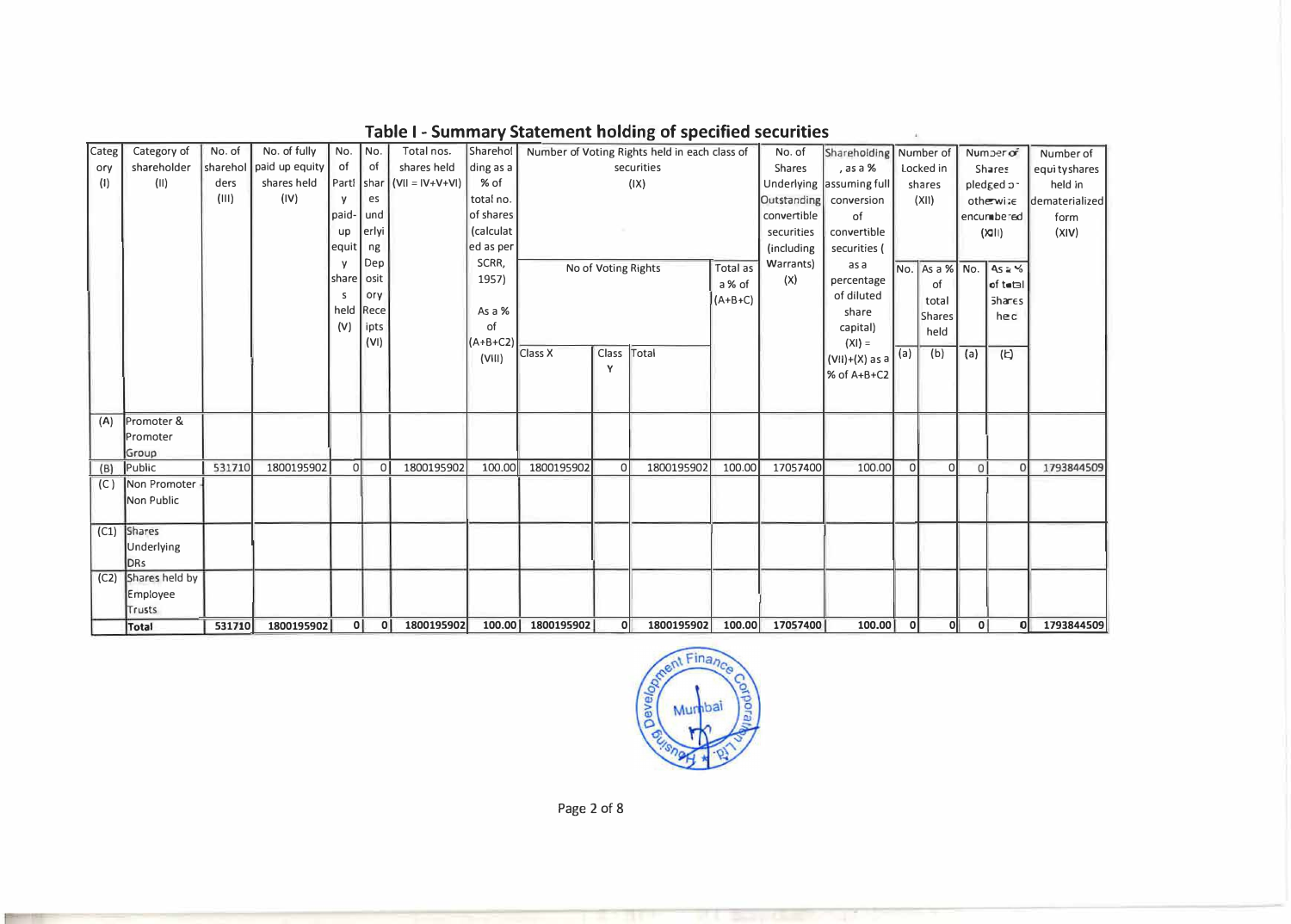## Table I - Summary Statement holding of specified securities

| Category (I) | Category of shareholder (II) | No. of shareholders (III) | No. of fully paid up equity shares held (IV) | No. of Partly paid-up equity shares held (V) | No. of shares underlying Depository Receipts (VI) | Total nos. shares held (VII = IV+V+VI) | Shareholding as a % of total no. of shares (calculated as per SCRR, 1957) As a % of (A+B+C2) (VIII) | Number of Voting Rights held in each class of securities (IX) | | | | No. of Shares Underlying Outstanding convertible securities (including Warrants) (X) | Shareholding, as a % assuming full conversion of convertible securities (as a percentage of diluted share capital) (XI) = (VII)+(X) as a % of A+B+C2 | Number of Locked in shares (XII) | | Number of Shares pledged or otherwise encumbered (XIII) | | Number of equity shares held in dematerialized form (XIV) |
|---|---|---|---|---|---|---|---|---|---|---|---|---|---|---|---|---|---|---|
| | | | | | | | | No of Voting Rights | | | Total as a % of (A+B+C) | | | No. (a) | As a % of total Shares held (b) | No. (a) | As a % of total Shares held (b) | |
| | | | | | | | | Class X | Class Y | Total | | | | | | | | |
| (A) | Promoter & Promoter Group | | | | | | | | | | | | | | | | | |
| (B) | Public | 531710 | 1800195902 | 0 | 0 | 1800195902 | 100.00 | 1800195902 | 0 | 1800195902 | 100.00 | 17057400 | 100.00 | 0 | 0 | 0 | 0 | 1793844509 |
| (C) | Non Promoter - Non Public | | | | | | | | | | | | | | | | | |
| (C1) | Shares Underlying DRs | | | | | | | | | | | | | | | | | |
| (C2) | Shares held by Employee Trusts | | | | | | | | | | | | | | | | | |
| | **Total** | **531710** | **1800195902** | **0** | **0** | **1800195902** | **100.00** | **1800195902** | **0** | **1800195902** | **100.00** | **17057400** | **100.00** | **0** | **0** | **0** | **0** | **1793844509** |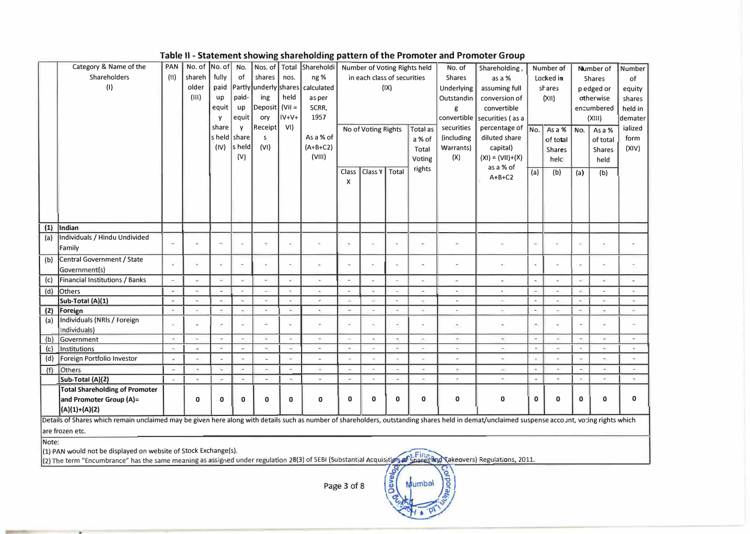## Table II - Statement showing shareholding pattern of the Promoter and Promoter Group

| | Category & Name of the Shareholders (I) | PAN (II) | No. of shareholder (III) | No. of fully paid up equity shares held (IV) | No. of Partly paid-up equity shares held (V) | Nos. of shares underlying Depository Receipts (VI) | Total nos. shares held (VII = IV+V+VI) | Shareholding % calculated as per SCRR, 1957 As a % of (A+B+C2) (VIII) | Number of Voting Rights held in each class of securities (IX) | | | | No. of Shares Underlying Outstanding convertible securities (including Warrants) (X) | Shareholding, as a % assuming full conversion of convertible securities (as a percentage of diluted share capital) (XI) = (VII)+(X) as a % of A+B+C2 | Number of Locked in shares (XII) | | Number of Shares pledged or otherwise encumbered (XIII) | | Number of equity shares held in dematerialized form (XIV) |
|---|---|---|---|---|---|---|---|---|---|---|---|---|---|---|---|---|---|---|---|
| | | | | | | | | | No of Voting Rights | | | Total as a % of Total Voting rights | | | No. (a) | As a % of total Shares held (b) | No. (a) | As a % of total Shares held (b) | |
| | | | | | | | | | Class X | Class Y | Total | | | | | | | | |
| (1) | **Indian** | | | | | | | | | | | | | | | | | | |
| (a) | Individuals / Hindu Undivided Family | - | - | - | - | - | - | - | - | - | - | - | - | - | - | - | - | - | - |
| (b) | Central Government / State Government(s) | - | - | - | - | - | - | - | - | - | - | - | - | - | - | - | - | - | - |
| (c) | Financial Institutions / Banks | - | - | - | - | - | - | - | - | - | - | - | - | - | - | - | - | - | - |
| (d) | Others | - | - | - | - | - | - | - | - | - | - | - | - | - | - | - | - | - | - |
| | **Sub-Total (A)(1)** | - | - | - | - | - | - | - | - | - | - | - | - | - | - | - | - | - | - |
| (2) | **Foreign** | - | - | - | - | - | - | - | - | - | - | - | - | - | - | - | - | - | - |
| (a) | Individuals (NRIs / Foreign Individuals) | - | - | - | - | - | - | - | - | - | - | - | - | - | - | - | - | - | - |
| (b) | Government | - | - | - | - | - | - | - | - | - | - | - | - | - | - | - | - | - | - |
| (c) | Institutions | - | - | - | - | - | - | - | - | - | - | - | - | - | - | - | - | - | - |
| (d) | Foreign Portfolio Investor | - | - | - | - | - | - | - | - | - | - | - | - | - | - | - | - | - | - |
| (f) | Others | - | - | - | - | - | - | - | - | - | - | - | - | - | - | - | - | - | - |
| | **Sub-Total (A)(2)** | - | - | - | - | - | - | - | - | - | - | - | - | - | - | - | - | - | - |
| | **Total Shareholding of Promoter and Promoter Group (A)= (A)(1)+(A)(2)** | | **0** | **0** | **0** | **0** | **0** | **0** | **0** | **0** | **0** | **0** | **0** | **0** | **0** | **0** | **0** | **0** | **0** |

Details of Shares which remain unclaimed may be given here along with details such as number of shareholders, outstanding shares held in demat/unclaimed suspense account, voting rights which are frozen etc.

Note:

(1) PAN would not be displayed on website of Stock Exchange(s).

(2) The term "Encumbrance" has the same meaning as assigned under regulation 28(3) of SEBI (Substantial Acquisition of Shares and Takeovers) Regulations, 2011.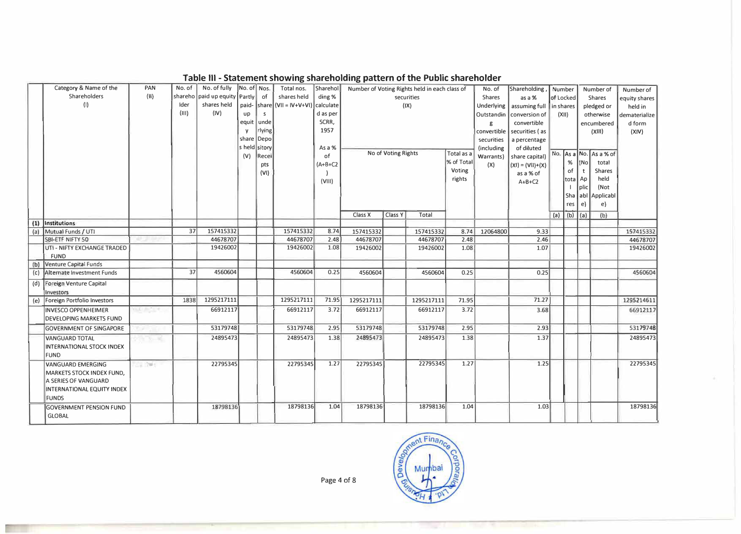## Table III - Statement showing shareholding pattern of the Public shareholder

| | Category & Name of the Shareholders (I) | PAN (II) | No. of shareholder (III) | No. of fully paid up equity shares held (IV) | No. of Partly paid-up equity share s held (V) | Nos. of shares underlying Depository Receipts (VI) | Total nos. shares held (VII = IV+V+VI) | Shareholding % calculated as per SCRR, 1957 As a % of (A+B+C2) (VIII) | Number of Voting Rights held in each class of securities (IX) | | | | No. of Shares Underlying Outstanding convertible securities (including Warrants) (X) | Shareholding, as a % assuming full conversion of convertible securities ( as a percentage of diluted share capital) (XI) = (VII)+(X) as a % of A+B+C2 | Number of Locked in shares (XII) | | Number of Shares pledged or otherwise encumbered (XIII) | | Number of equity shares held in dematerialized form (XIV) |
|---|---|---|---|---|---|---|---|---|---|---|---|---|---|---|---|---|---|---|---|
| | | | | | | | | | No of Voting Rights | | | Total as a % of Total Voting rights | | | No. | As a % of total Shares | No. (Not Applicable) | As a % of total Shares held (Not Applicable) | |
| | | | | | | | | | Class X | Class Y | Total | | | | (a) | (b) | (a) | (b) | |
| (1) | **Institutions** | | | | | | | | | | | | | | | | | | |
| (a) | Mutual Funds / UTI | | 37 | 157415332 | | | 157415332 | 8.74 | 157415332 | | 157415332 | 8.74 | 12064800 | 9.33 | | | | | 157415332 |
| | SBI-ETF NIFTY 50 | | | 44678707 | | | 44678707 | 2.48 | 44678707 | | 44678707 | 2.48 | | 2.46 | | | | | 44678707 |
| | UTI - NIFTY EXCHANGE TRADED FUND | | | 19426002 | | | 19426002 | 1.08 | 19426002 | | 19426002 | 1.08 | | 1.07 | | | | | 19426002 |
| (b) | Venture Capital Funds | | | | | | | | | | | | | | | | | | |
| (c) | Alternate Investment Funds | | 37 | 4560604 | | | 4560604 | 0.25 | 4560604 | | 4560604 | 0.25 | | 0.25 | | | | | 4560604 |
| (d) | Foreign Venture Capital Investors | | | | | | | | | | | | | | | | | | |
| (e) | Foreign Portfolio Investors | | 1838 | 1295217111 | | | 1295217111 | 71.95 | 1295217111 | | 1295217111 | 71.95 | | 71.27 | | | | | 1295214611 |
| | INVESCO OPPENHEIMER DEVELOPING MARKETS FUND | | | 66912117 | | | 66912117 | 3.72 | 66912117 | | 66912117 | 3.72 | | 3.68 | | | | | 66912117 |
| | GOVERNMENT OF SINGAPORE | | | 53179748 | | | 53179748 | 2.95 | 53179748 | | 53179748 | 2.95 | | 2.93 | | | | | 53179748 |
| | VANGUARD TOTAL INTERNATIONAL STOCK INDEX FUND | | | 24895473 | | | 24895473 | 1.38 | 24895473 | | 24895473 | 1.38 | | 1.37 | | | | | 24895473 |
| | VANGUARD EMERGING MARKETS STOCK INDEX FUND, A SERIES OF VANGUARD INTERNATIONAL EQUITY INDEX FUNDS | | | 22795345 | | | 22795345 | 1.27 | 22795345 | | 22795345 | 1.27 | | 1.25 | | | | | 22795345 |
| | GOVERNMENT PENSION FUND GLOBAL | | | 18798136 | | | 18798136 | 1.04 | 18798136 | | 18798136 | 1.04 | | 1.03 | | | | | 18798136 |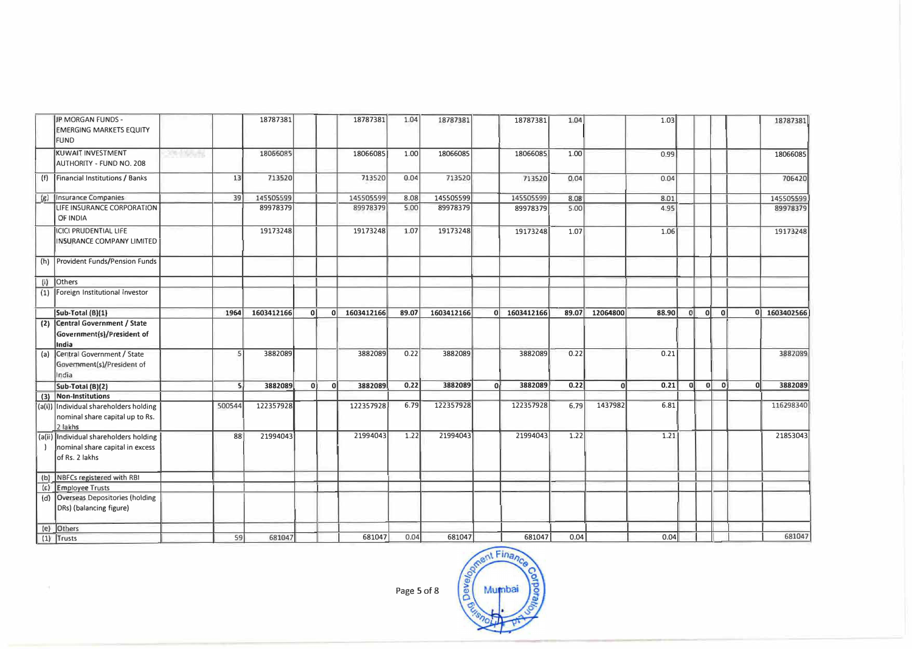| | | | | | | | | | | | | | | | | | | | |
|---|---|---|---|---|---|---|---|---|---|---|---|---|---|---|---|---|---|---|---|
| | JP MORGAN FUNDS - EMERGING MARKETS EQUITY FUND | | | 18787381 | | | 18787381 | 1.04 | 18787381 | | 18787381 | 1.04 | | 1.03 | | | | | 18787381 |
| | KUWAIT INVESTMENT AUTHORITY - FUND NO. 208 | | | 18066085 | | | 18066085 | 1.00 | 18066085 | | 18066085 | 1.00 | | 0.99 | | | | | 18066085 |
| (f) | Financial Institutions / Banks | | 13 | 713520 | | | 713520 | 0.04 | 713520 | | 713520 | 0.04 | | 0.04 | | | | | 706420 |
| (g) | Insurance Companies | | 39 | 145505599 | | | 145505599 | 8.08 | 145505599 | | 145505599 | 8.08 | | 8.01 | | | | | 145505599 |
| | LIFE INSURANCE CORPORATION OF INDIA | | | 89978379 | | | 89978379 | 5.00 | 89978379 | | 89978379 | 5.00 | | 4.95 | | | | | 89978379 |
| | ICICI PRUDENTIAL LIFE INSURANCE COMPANY LIMITED | | | 19173248 | | | 19173248 | 1.07 | 19173248 | | 19173248 | 1.07 | | 1.06 | | | | | 19173248 |
| (h) | Provident Funds/Pension Funds | | | | | | | | | | | | | | | | | | |
| (i) | Others | | | | | | | | | | | | | | | | | | |
| (1) | Foreign Institutional Investor | | | | | | | | | | | | | | | | | | |
| | **Sub-Total (B)(1)** | | **1964** | **1603412166** | **0** | **0** | **1603412166** | **89.07** | **1603412166** | **0** | **1603412166** | **89.07** | **12064800** | **88.90** | **0** | **0** | **0** | **0** | **1603402566** |
| **(2)** | **Central Government / State Government(s)/President of India** | | | | | | | | | | | | | | | | | | |
| (a) | Central Government / State Government(s)/President of India | | 5 | 3882089 | | | 3882089 | 0.22 | 3882089 | | 3882089 | 0.22 | | 0.21 | | | | | 3882089 |
| | **Sub-Total (B)(2)** | | **5** | **3882089** | **0** | **0** | **3882089** | **0.22** | **3882089** | **0** | **3882089** | **0.22** | **0** | **0.21** | **0** | **0** | **0** | **0** | **3882089** |
| **(3)** | **Non-Institutions** | | | | | | | | | | | | | | | | | | |
| (a(i)) | Individual shareholders holding nominal share capital up to Rs. 2 lakhs | | 500544 | 122357928 | | | 122357928 | 6.79 | 122357928 | | 122357928 | 6.79 | 1437982 | 6.81 | | | | | 116298340 |
| (a(ii)) | Individual shareholders holding nominal share capital in excess of Rs. 2 lakhs | | 88 | 21994043 | | | 21994043 | 1.22 | 21994043 | | 21994043 | 1.22 | | 1.21 | | | | | 21853043 |
| (b) | NBFCs registered with RBI | | | | | | | | | | | | | | | | | | |
| (c) | Employee Trusts | | | | | | | | | | | | | | | | | | |
| (d) | Overseas Depositories (holding DRs) (balancing figure) | | | | | | | | | | | | | | | | | | |
| (e) | Others | | | | | | | | | | | | | | | | | | |
| (1) | Trusts | | 59 | 681047 | | | 681047 | 0.04 | 681047 | | 681047 | 0.04 | | 0.04 | | | | | 681047 |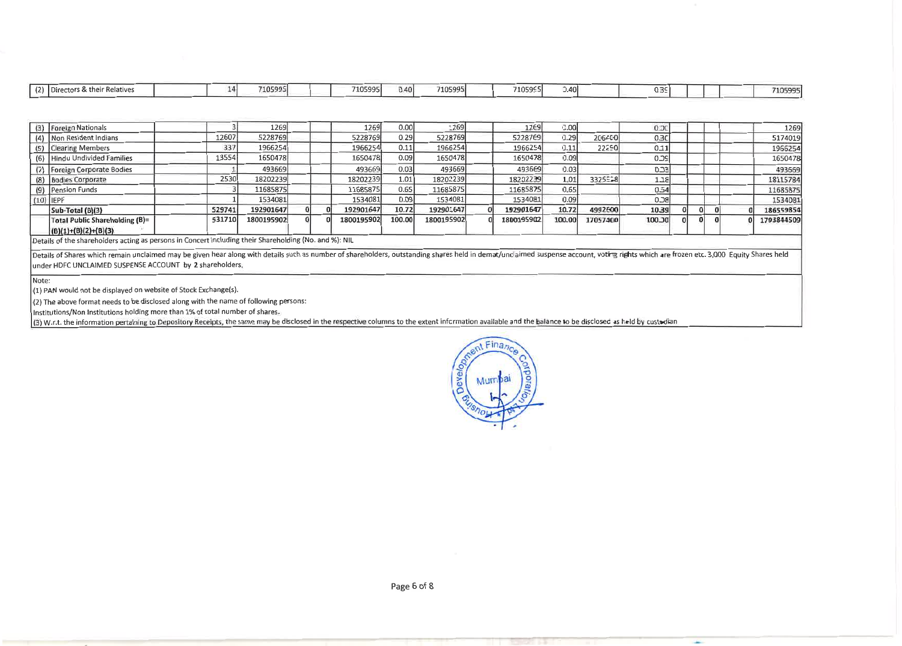| | | | | | | | | | | | | | | | | | | | |
|---|---|---|---|---|---|---|---|---|---|---|---|---|---|---|---|---|---|---|---|
| (2) | Directors & their Relatives | | 14 | 7105995 | | | 7105995 | 0.40 | 7105995 | | 7105995 | 0.40 | | 0.39 | | | | | 7105995 |
| (3) | Foreign Nationals | | 3 | 1269 | | | 1269 | 0.00 | 1269 | | 1269 | 0.00 | | 0.00 | | | | | 1269 |
| (4) | Non Resident Indians | | 12607 | 5228769 | | | 5228769 | 0.29 | 5228769 | | 5228769 | 0.29 | 206400 | 0.30 | | | | | 5174019 |
| (5) | Clearing Members | | 337 | 1966254 | | | 1966254 | 0.11 | 1966254 | | 1966254 | 0.11 | 22250 | 0.11 | | | | | 1966254 |
| (6) | Hindu Undivided Families | | 13554 | 1650478 | | | 1650478 | 0.09 | 1650478 | | 1650478 | 0.09 | | 0.09 | | | | | 1650478 |
| (7) | Foreign Corporate Bodies | | 1 | 493669 | | | 493669 | 0.03 | 493669 | | 493669 | 0.03 | | 0.03 | | | | | 493669 |
| (8) | Bodies Corporate | | 2530 | 18202239 | | | 18202239 | 1.01 | 18202239 | | 18202239 | 1.01 | 3325528 | 1.18 | | | | | 18115784 |
| (9) | Pension Funds | | 3 | 11685875 | | | 11685875 | 0.65 | 11685875 | | 11685875 | 0.65 | | 0.64 | | | | | 11685875 |
| (10) | IEPF | | 1 | 1534081 | | | 1534081 | 0.09 | 1534081 | | 1534081 | 0.09 | | 0.08 | | | | | 1534081 |
| | **Sub-Total (B)(3)** | | **529741** | **192901647** | **0** | **0** | **192901647** | **10.72** | **192901647** | **0** | **192901647** | **10.72** | **4992600** | **10.39** | **0** | **0** | **0** | **0** | **186559854** |
| | **Total Public Shareholding (B)= (B)(1)+(B)(2)+(B)(3)** | | **531710** | **1800195902** | **0** | **0** | **1800195902** | **100.00** | **1800195902** | **0** | **1800195902** | **100.00** | **17057400** | **100.00** | **0** | **0** | **0** | **0** | **1793844509** |

Details of the shareholders acting as persons in Concert including their Shareholding (No. and %): NIL

Details of Shares which remain unclaimed may be given hear along with details such as number of shareholders, outstanding shares held in demat/unclaimed suspense account, voting rights which are frozen etc. 3,000 Equity Shares held under HDFC UNCLAIMED SUSPENSE ACCOUNT by 2 shareholders.

Note:

(1) PAN would not be displayed on website of Stock Exchange(s).

(2) The above format needs to be disclosed along with the name of following persons:

Institutions/Non Institutions holding more than 1% of total number of shares.

(3) W.r.t. the information pertaining to Depository Receipts, the same may be disclosed in the respective columns to the extent information available and the balance to be disclosed as held by custodian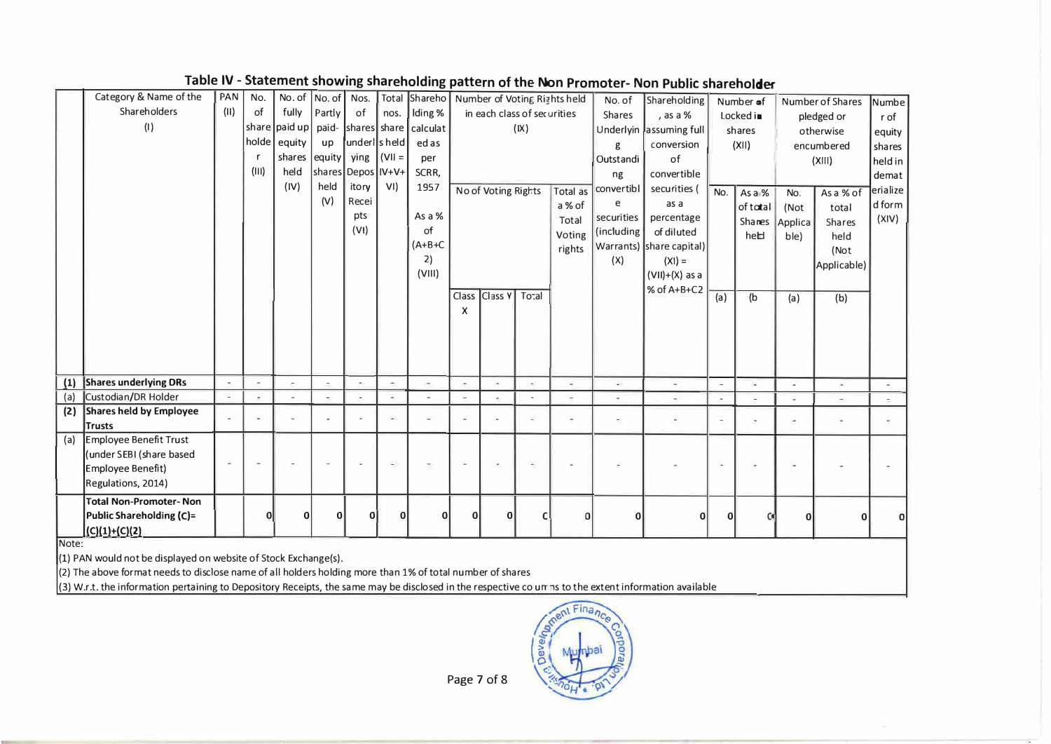## Table IV - Statement showing shareholding pattern of the Non Promoter- Non Public shareholder

| | Category & Name of the Shareholders (I) | PAN (II) | No. of shareholder (III) | No. of fully paid up equity shares held (IV) | No. of Partly paid-up equity shares held (V) | Nos. of shares underlying Depository Receipts (VI) | Total nos. shares held (VII = IV+V+VI) | Shareholding % calculated as per SCRR, 1957 As a % of (A+B+C2) (VIII) | Number of Voting Rights held in each class of securities (IX) | | | | No. of Shares Underlying Outstanding convertible securities (including Warrants) (X) | Shareholding, as a % assuming full conversion of convertible securities (as a percentage of diluted share capital) (XI) = (VII)+(X) as a % of A+B+C2 | Number of Locked in shares (XII) | | Number of Shares pledged or otherwise encumbered (XIII) | | Number of equity shares held in dematerialized form (XIV) |
|---|---|---|---|---|---|---|---|---|---|---|---|---|---|---|---|---|---|---|---|
| | | | | | | | | | No of Voting Rights | | | Total as a % of Total Voting rights | | | No. | As a % of total Shares held | No. (Not Applicable) | As a % of total Shares held (Not Applicable) | |
| | | | | | | | | | Class X | Class Y | Total | | | | (a) | (b) | (a) | (b) | |
| (1) | **Shares underlying DRs** | - | - | - | - | - | - | - | - | - | - | - | - | - | - | - | - | - | - |
| (a) | Custodian/DR Holder | - | - | - | - | - | - | - | - | - | - | - | - | - | - | - | - | - | - |
| (2) | **Shares held by Employee Trusts** | - | - | - | - | - | - | - | - | - | - | - | - | - | - | - | - | - | - |
| (a) | Employee Benefit Trust (under SEBI (share based Employee Benefit) Regulations, 2014) | - | - | - | - | - | - | - | - | - | - | - | - | - | - | - | - | - | - |
| | **Total Non-Promoter- Non Public Shareholding (C)= (C)(1)+(C)(2)** | | 0 | 0 | 0 | 0 | 0 | 0 | 0 | 0 | 0 | 0 | 0 | 0 | 0 | 0 | 0 | 0 | 0 |

Note:

(1) PAN would not be displayed on website of Stock Exchange(s).

(2) The above format needs to disclose name of all holders holding more than 1% of total number of shares

(3) W.r.t. the information pertaining to Depository Receipts, the same may be disclosed in the respective columns to the extent information available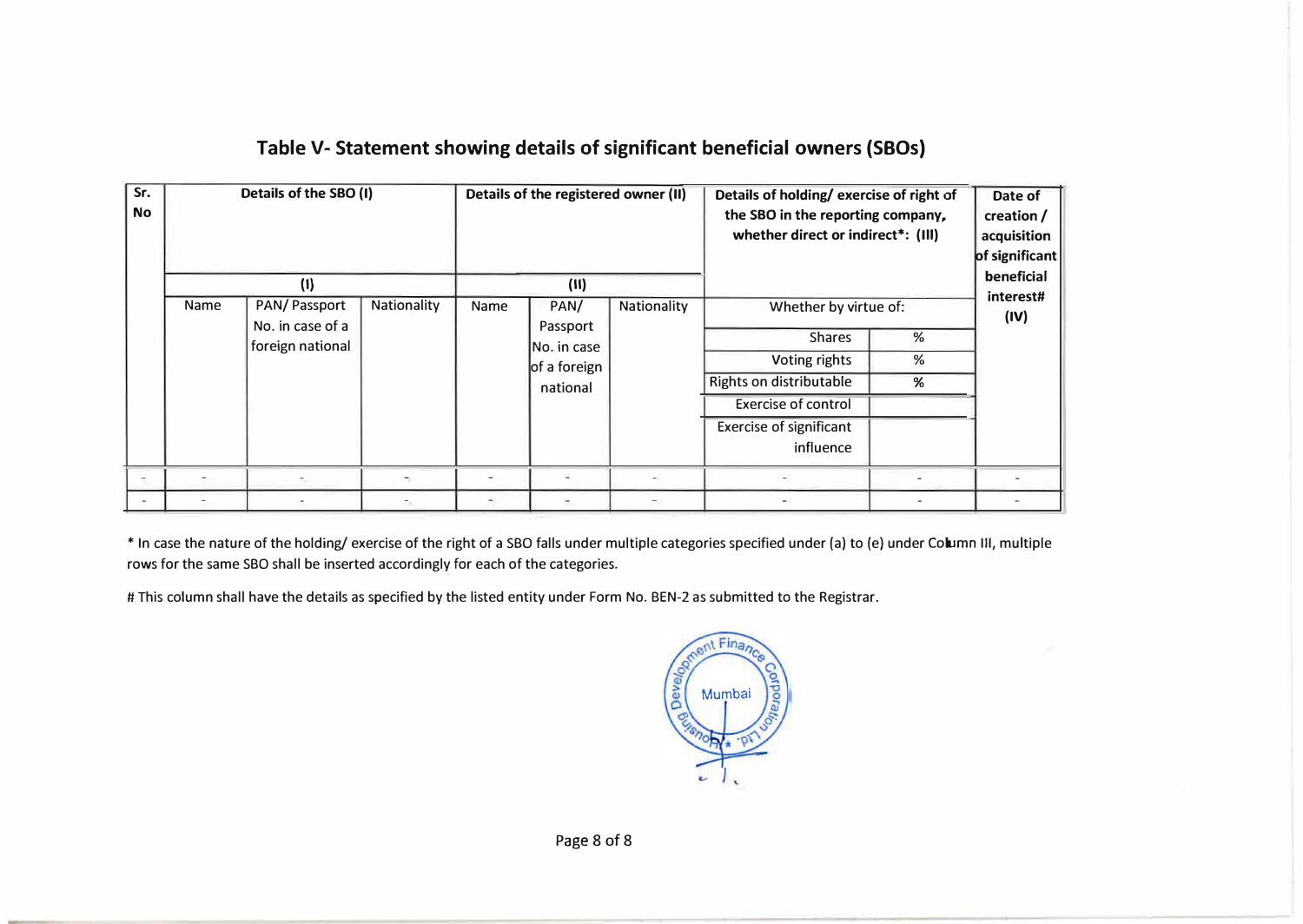## Table V- Statement showing details of significant beneficial owners (SBOs)

| Sr. No | Details of the SBO (I) | | | Details of the registered owner (II) | | | Details of holding/ exercise of right of the SBO in the reporting company, whether direct or indirect*: (III) | | Date of creation / acquisition of significant beneficial interest# (IV) |
|---|---|---|---|---|---|---|---|---|---|
| | (I) | | | (II) | | | | | |
| | Name | PAN/ Passport No. in case of a foreign national | Nationality | Name | PAN/ Passport No. in case of a foreign national | Nationality | Whether by virtue of: | | |
| | | | | | | | Shares | % | |
| | | | | | | | Voting rights | % | |
| | | | | | | | Rights on distributable | % | |
| | | | | | | | Exercise of control | | |
| | | | | | | | Exercise of significant influence | | |
| - | - | - | - | - | - | - | - | - | - |
| - | - | - | - | - | - | - | - | - | - |

* In case the nature of the holding/ exercise of the right of a SBO falls under multiple categories specified under (a) to (e) under Column III, multiple rows for the same SBO shall be inserted accordingly for each of the categories.

# This column shall have the details as specified by the listed entity under Form No. BEN-2 as submitted to the Registrar.